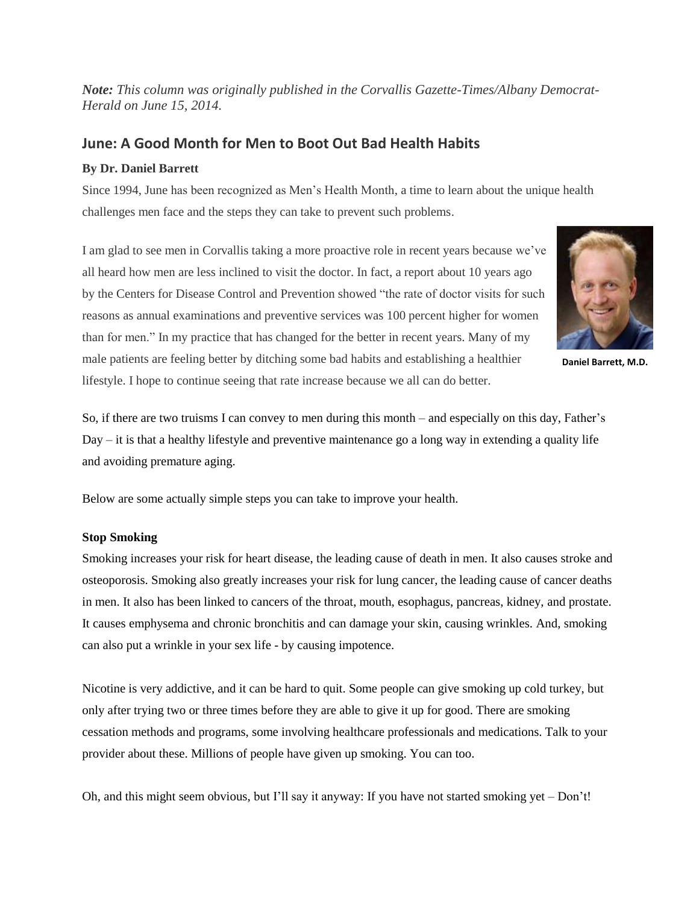*Note: This column was originally published in the Corvallis Gazette-Times/Albany Democrat-Herald on June 15, 2014.*

## June: A Good Month for Men to Boot Out Bad Health Habits

**By Dr. Daniel Barrett**

Since 1994, June has been recognized as Men's Health Month, a time to learn about the unique health challenges men face and the steps they can take to prevent such problems.

I am glad to see men in Corvallis taking a more proactive role in recent years because we've all heard how men are less inclined to visit the doctor. In fact, a report about 10 years ago by the Centers for Disease Control and Prevention showed "the rate of doctor visits for such reasons as annual examinations and preventive services was 100 percent higher for women than for men." In my practice that has changed for the better in recent years. Many of my male patients are feeling better by ditching some bad habits and establishing a healthier lifestyle. I hope to continue seeing that rate increase because we all can do better.

**Daniel Barrett, M.D.**

So, if there are two truisms I can convey to men during this month – and especially on this day, Father's Day – it is that a healthy lifestyle and preventive maintenance go a long way in extending a quality life and avoiding premature aging.

Below are some actually simple steps you can take to improve your health.

**Stop Smoking**

Smoking increases your risk for heart disease, the leading cause of death in men. It also causes stroke and osteoporosis. Smoking also greatly increases your risk for lung cancer, the leading cause of cancer deaths in men. It also has been linked to cancers of the throat, mouth, esophagus, pancreas, kidney, and prostate. It causes emphysema and chronic bronchitis and can damage your skin, causing wrinkles. And, smoking can also put a wrinkle in your sex life - by causing impotence.

Nicotine is very addictive, and it can be hard to quit. Some people can give smoking up cold turkey, but only after trying two or three times before they are able to give it up for good. There are smoking cessation methods and programs, some involving healthcare professionals and medications. Talk to your provider about these. Millions of people have given up smoking. You can too.

Oh, and this might seem obvious, but I'll say it anyway: If you have not started smoking yet – Don't!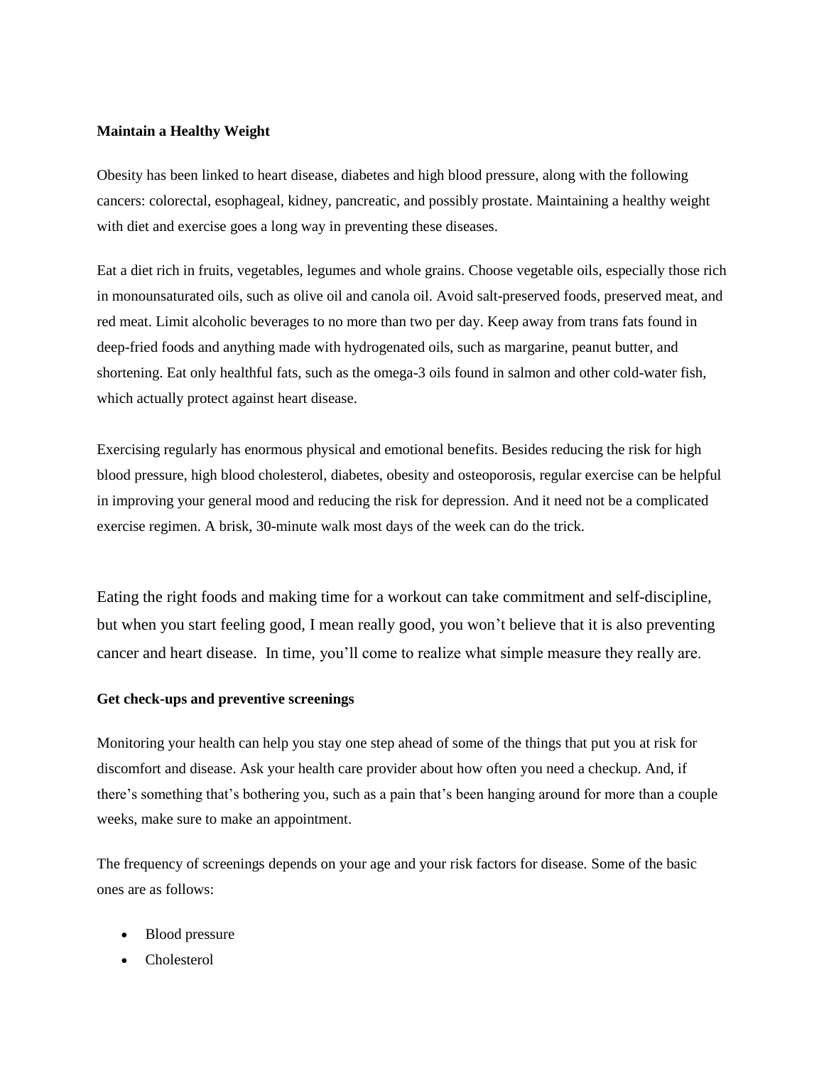**Maintain a Healthy Weight**

Obesity has been linked to heart disease, diabetes and high blood pressure, along with the following cancers: colorectal, esophageal, kidney, pancreatic, and possibly prostate. Maintaining a healthy weight with diet and exercise goes a long way in preventing these diseases.

Eat a diet rich in fruits, vegetables, legumes and whole grains. Choose vegetable oils, especially those rich in monounsaturated oils, such as olive oil and canola oil. Avoid salt-preserved foods, preserved meat, and red meat. Limit alcoholic beverages to no more than two per day. Keep away from trans fats found in deep-fried foods and anything made with hydrogenated oils, such as margarine, peanut butter, and shortening. Eat only healthful fats, such as the omega-3 oils found in salmon and other cold-water fish, which actually protect against heart disease.

Exercising regularly has enormous physical and emotional benefits. Besides reducing the risk for high blood pressure, high blood cholesterol, diabetes, obesity and osteoporosis, regular exercise can be helpful in improving your general mood and reducing the risk for depression. And it need not be a complicated exercise regimen. A brisk, 30-minute walk most days of the week can do the trick.

Eating the right foods and making time for a workout can take commitment and self-discipline, but when you start feeling good, I mean really good, you won't believe that it is also preventing cancer and heart disease. In time, you'll come to realize what simple measure they really are.

**Get check-ups and preventive screenings**

Monitoring your health can help you stay one step ahead of some of the things that put you at risk for discomfort and disease. Ask your health care provider about how often you need a checkup. And, if there's something that's bothering you, such as a pain that's been hanging around for more than a couple weeks, make sure to make an appointment.

The frequency of screenings depends on your age and your risk factors for disease. Some of the basic ones are as follows:

- Blood pressure
- Cholesterol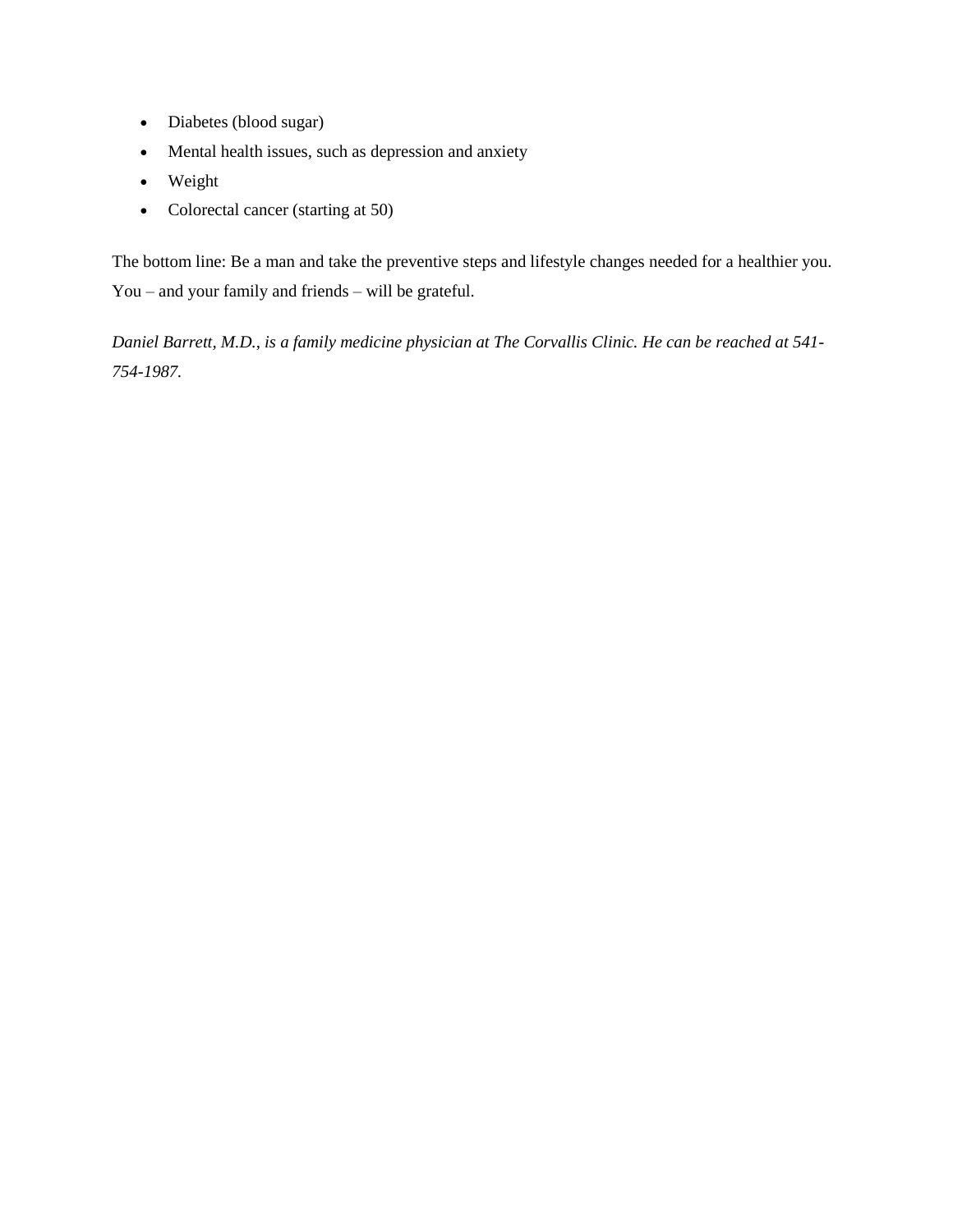- Diabetes (blood sugar)
- Mental health issues, such as depression and anxiety
- Weight
- Colorectal cancer (starting at 50)

The bottom line: Be a man and take the preventive steps and lifestyle changes needed for a healthier you. You – and your family and friends – will be grateful.

*Daniel Barrett, M.D., is a family medicine physician at The Corvallis Clinic. He can be reached at 541-754-1987.*